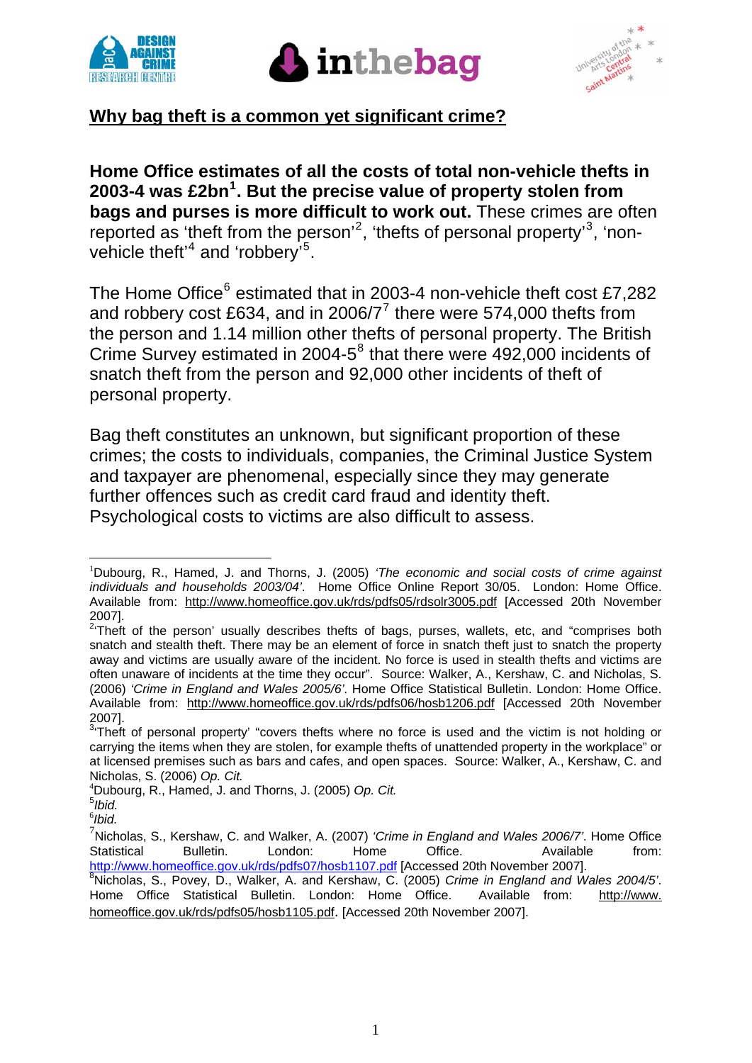## Why bag theft is a common yet significant crime?

**Home Office estimates of all the costs of total non-vehicle thefts in 2003-4 was £2bn[1]. But the precise value of property stolen from bags and purses is more difficult to work out.** These crimes are often reported as 'theft from the person'[2], 'thefts of personal property'[3], 'non-vehicle theft'[4] and 'robbery'[5].

The Home Office[6] estimated that in 2003-4 non-vehicle theft cost £7,282 and robbery cost £634, and in 2006/7[7] there were 574,000 thefts from the person and 1.14 million other thefts of personal property. The British Crime Survey estimated in 2004-5[8] that there were 492,000 incidents of snatch theft from the person and 92,000 other incidents of theft of personal property.

Bag theft constitutes an unknown, but significant proportion of these crimes; the costs to individuals, companies, the Criminal Justice System and taxpayer are phenomenal, especially since they may generate further offences such as credit card fraud and identity theft. Psychological costs to victims are also difficult to assess.

---

[1] Dubourg, R., Hamed, J. and Thorns, J. (2005) *'The economic and social costs of crime against individuals and households 2003/04'*. Home Office Online Report 30/05. London: Home Office. Available from: http://www.homeoffice.gov.uk/rds/pdfs05/rdsolr3005.pdf [Accessed 20th November 2007].

[2] 'Theft of the person' usually describes thefts of bags, purses, wallets, etc, and "comprises both snatch and stealth theft. There may be an element of force in snatch theft just to snatch the property away and victims are usually aware of the incident. No force is used in stealth thefts and victims are often unaware of incidents at the time they occur". Source: Walker, A., Kershaw, C. and Nicholas, S. (2006) *'Crime in England and Wales 2005/6'*. Home Office Statistical Bulletin. London: Home Office. Available from: http://www.homeoffice.gov.uk/rds/pdfs06/hosb1206.pdf [Accessed 20th November 2007].

[3] 'Theft of personal property' "covers thefts where no force is used and the victim is not holding or carrying the items when they are stolen, for example thefts of unattended property in the workplace" or at licensed premises such as bars and cafes, and open spaces. Source: Walker, A., Kershaw, C. and Nicholas, S. (2006) *Op. Cit.*

[4] Dubourg, R., Hamed, J. and Thorns, J. (2005) *Op. Cit.*

[5] *Ibid.*

[6] *Ibid.*

[7] Nicholas, S., Kershaw, C. and Walker, A. (2007) *'Crime in England and Wales 2006/7'*. Home Office Statistical Bulletin. London: Home Office. Available from: http://www.homeoffice.gov.uk/rds/pdfs07/hosb1107.pdf [Accessed 20th November 2007].

[8] Nicholas, S., Povey, D., Walker, A. and Kershaw, C. (2005) *Crime in England and Wales 2004/5'*. Home Office Statistical Bulletin. London: Home Office. Available from: http://www.homeoffice.gov.uk/rds/pdfs05/hosb1105.pdf. [Accessed 20th November 2007].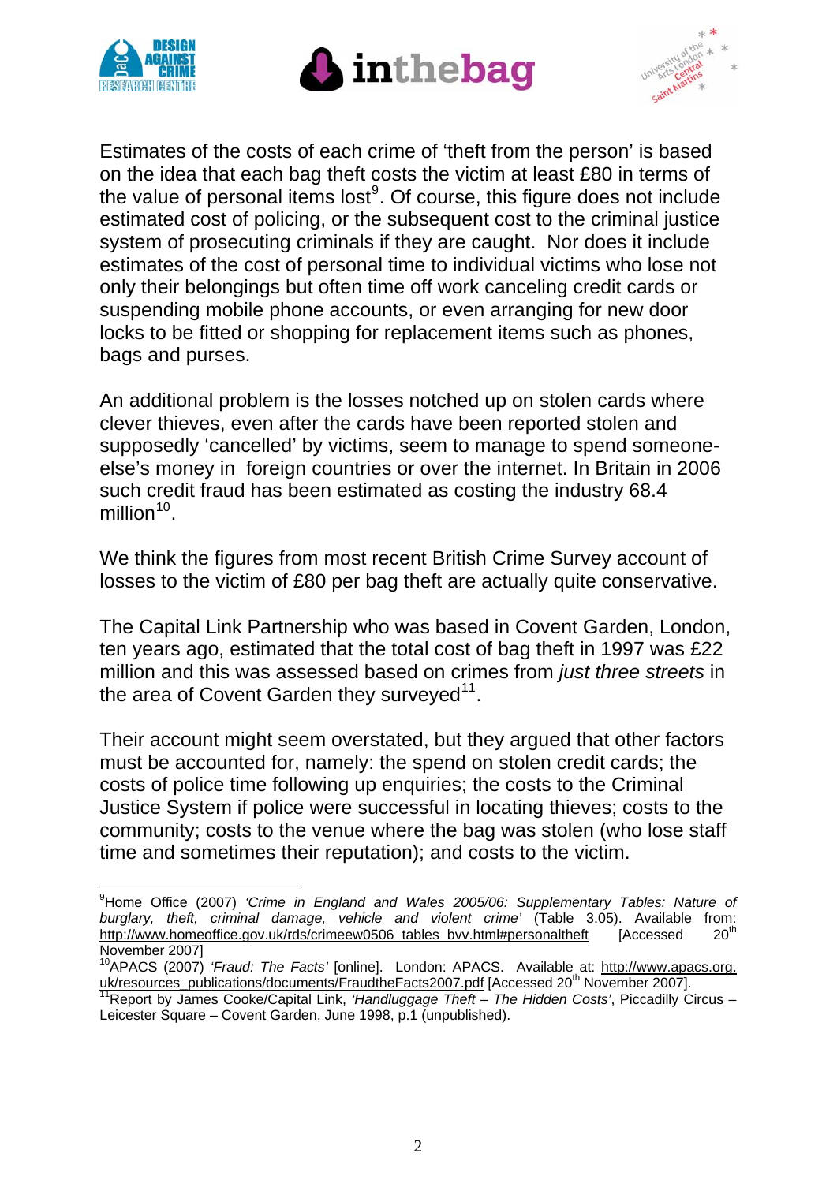Estimates of the costs of each crime of 'theft from the person' is based on the idea that each bag theft costs the victim at least £80 in terms of the value of personal items lost[9]. Of course, this figure does not include estimated cost of policing, or the subsequent cost to the criminal justice system of prosecuting criminals if they are caught. Nor does it include estimates of the cost of personal time to individual victims who lose not only their belongings but often time off work canceling credit cards or suspending mobile phone accounts, or even arranging for new door locks to be fitted or shopping for replacement items such as phones, bags and purses.

An additional problem is the losses notched up on stolen cards where clever thieves, even after the cards have been reported stolen and supposedly 'cancelled' by victims, seem to manage to spend someone-else's money in foreign countries or over the internet. In Britain in 2006 such credit fraud has been estimated as costing the industry 68.4 million[10].

We think the figures from most recent British Crime Survey account of losses to the victim of £80 per bag theft are actually quite conservative.

The Capital Link Partnership who was based in Covent Garden, London, ten years ago, estimated that the total cost of bag theft in 1997 was £22 million and this was assessed based on crimes from *just three streets* in the area of Covent Garden they surveyed[11].

Their account might seem overstated, but they argued that other factors must be accounted for, namely: the spend on stolen credit cards; the costs of police time following up enquiries; the costs to the Criminal Justice System if police were successful in locating thieves; costs to the community; costs to the venue where the bag was stolen (who lose staff time and sometimes their reputation); and costs to the victim.

---

[9] Home Office (2007) *'Crime in England and Wales 2005/06: Supplementary Tables: Nature of burglary, theft, criminal damage, vehicle and violent crime'* (Table 3.05). Available from: http://www.homeoffice.gov.uk/rds/crimeew0506_tables_bvv.html#personaltheft [Accessed 20th November 2007]

[10] APACS (2007) *'Fraud: The Facts'* [online]. London: APACS. Available at: http://www.apacs.org.uk/resources_publications/documents/FraudtheFacts2007.pdf [Accessed 20th November 2007].

[11] Report by James Cooke/Capital Link, *'Handluggage Theft – The Hidden Costs'*, Piccadilly Circus – Leicester Square – Covent Garden, June 1998, p.1 (unpublished).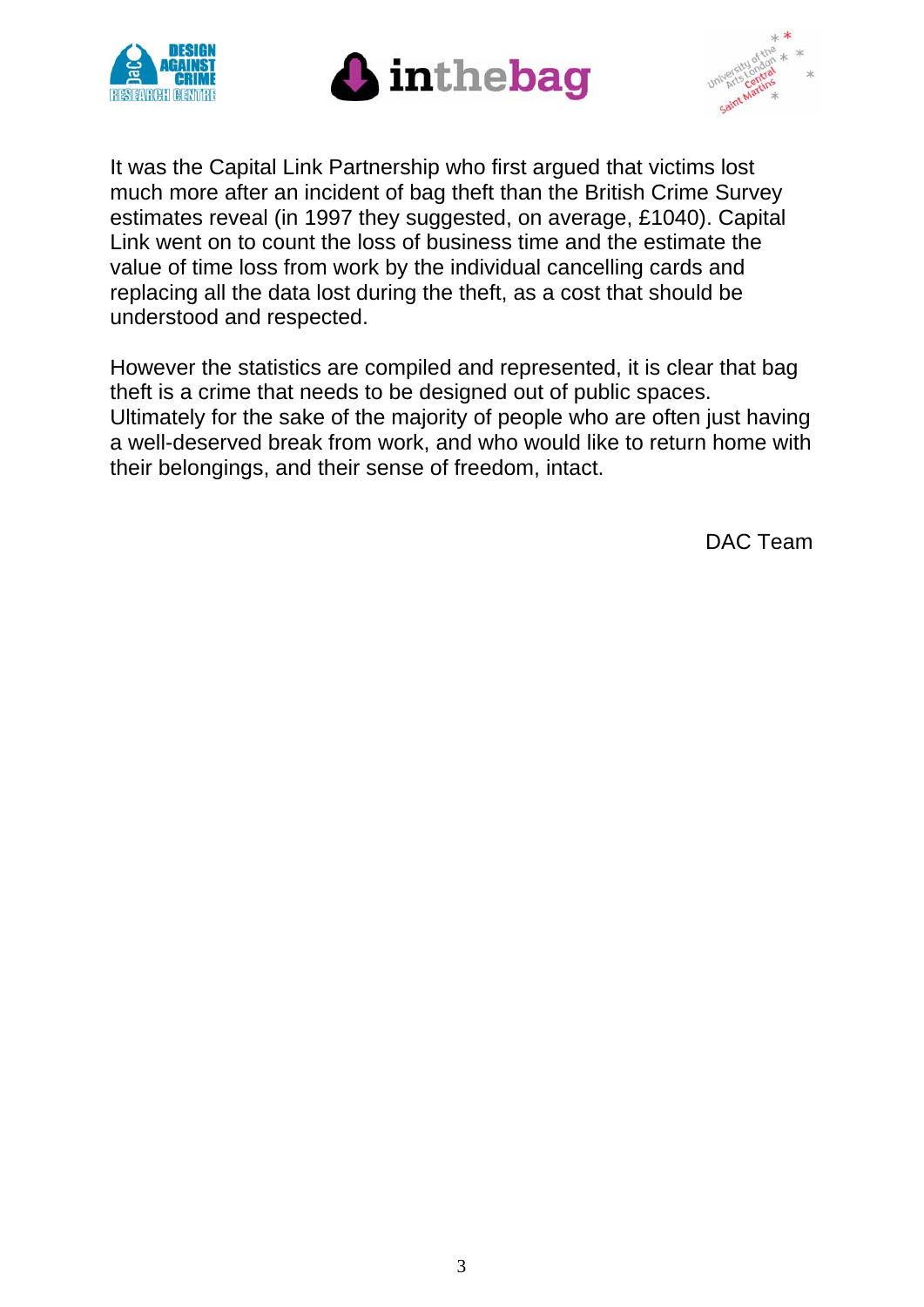It was the Capital Link Partnership who first argued that victims lost much more after an incident of bag theft than the British Crime Survey estimates reveal (in 1997 they suggested, on average, £1040). Capital Link went on to count the loss of business time and the estimate the value of time loss from work by the individual cancelling cards and replacing all the data lost during the theft, as a cost that should be understood and respected.

However the statistics are compiled and represented, it is clear that bag theft is a crime that needs to be designed out of public spaces. Ultimately for the sake of the majority of people who are often just having a well-deserved break from work, and who would like to return home with their belongings, and their sense of freedom, intact.

DAC Team